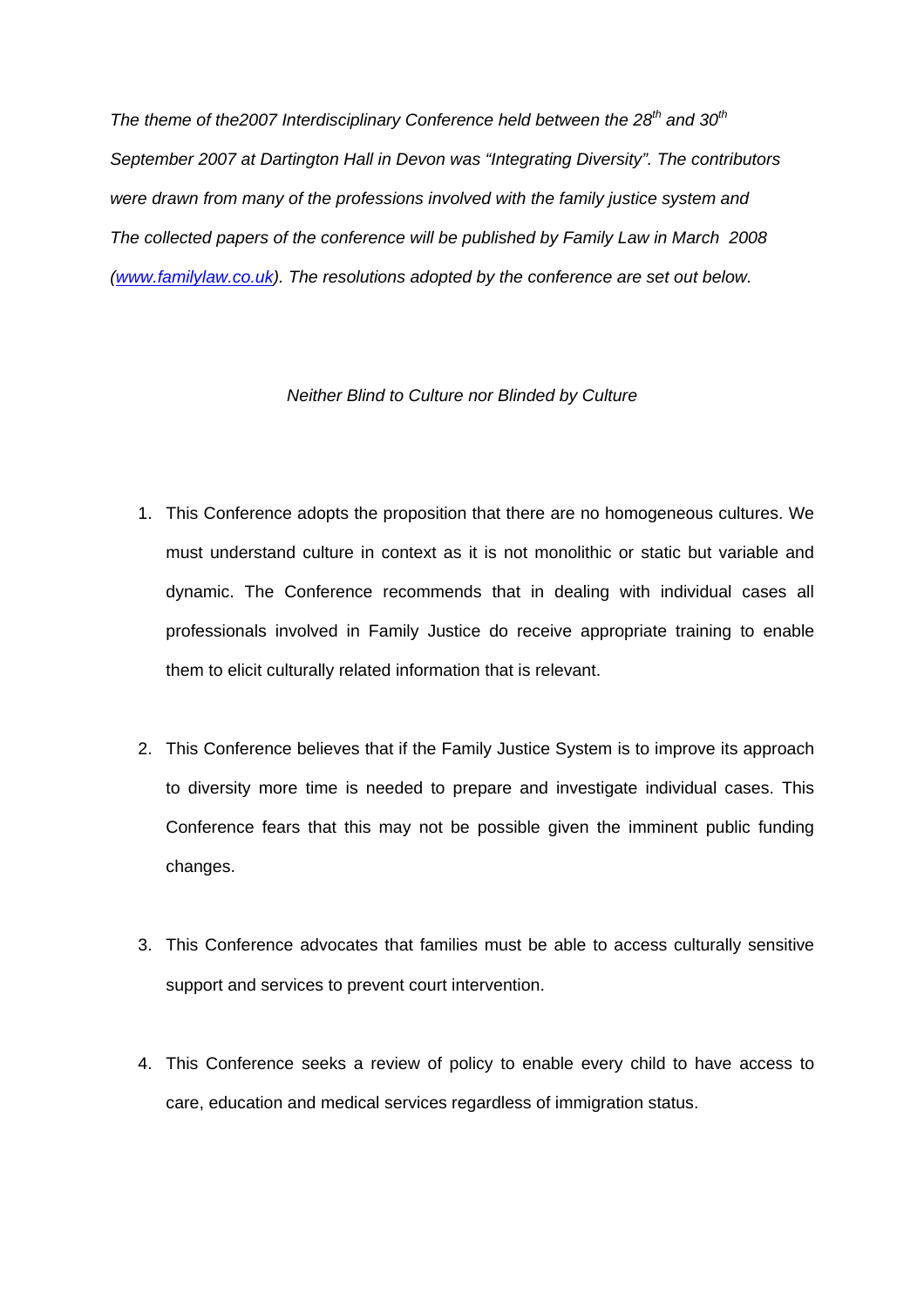*The theme of the2007 Interdisciplinary Conference held between the 28th and 30th September 2007 at Dartington Hall in Devon was "Integrating Diversity". The contributors were drawn from many of the professions involved with the family justice system and The collected papers of the conference will be published by Family Law in March 2008 ([www.familylaw.co.uk](http://www.familylaw.co.uk)). The resolutions adopted by the conference are set out below.*

*Neither Blind to Culture nor Blinded by Culture*

1. This Conference adopts the proposition that there are no homogeneous cultures. We must understand culture in context as it is not monolithic or static but variable and dynamic. The Conference recommends that in dealing with individual cases all professionals involved in Family Justice do receive appropriate training to enable them to elicit culturally related information that is relevant.

2. This Conference believes that if the Family Justice System is to improve its approach to diversity more time is needed to prepare and investigate individual cases. This Conference fears that this may not be possible given the imminent public funding changes.

3. This Conference advocates that families must be able to access culturally sensitive support and services to prevent court intervention.

4. This Conference seeks a review of policy to enable every child to have access to care, education and medical services regardless of immigration status.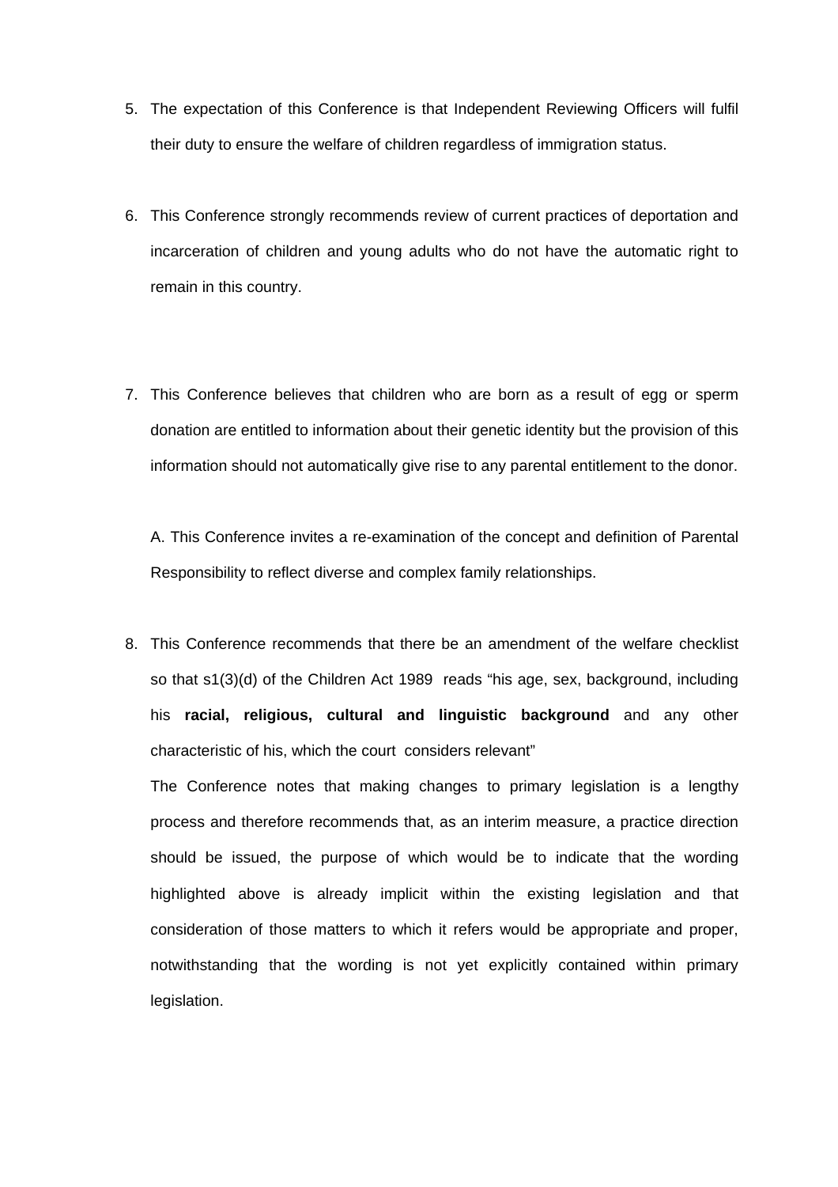5. The expectation of this Conference is that Independent Reviewing Officers will fulfil their duty to ensure the welfare of children regardless of immigration status.

6. This Conference strongly recommends review of current practices of deportation and incarceration of children and young adults who do not have the automatic right to remain in this country.

7. This Conference believes that children who are born as a result of egg or sperm donation are entitled to information about their genetic identity but the provision of this information should not automatically give rise to any parental entitlement to the donor.

   A. This Conference invites a re-examination of the concept and definition of Parental Responsibility to reflect diverse and complex family relationships.

8. This Conference recommends that there be an amendment of the welfare checklist so that s1(3)(d) of the Children Act 1989 reads "his age, sex, background, including his **racial, religious, cultural and linguistic background** and any other characteristic of his, which the court considers relevant"

   The Conference notes that making changes to primary legislation is a lengthy process and therefore recommends that, as an interim measure, a practice direction should be issued, the purpose of which would be to indicate that the wording highlighted above is already implicit within the existing legislation and that consideration of those matters to which it refers would be appropriate and proper, notwithstanding that the wording is not yet explicitly contained within primary legislation.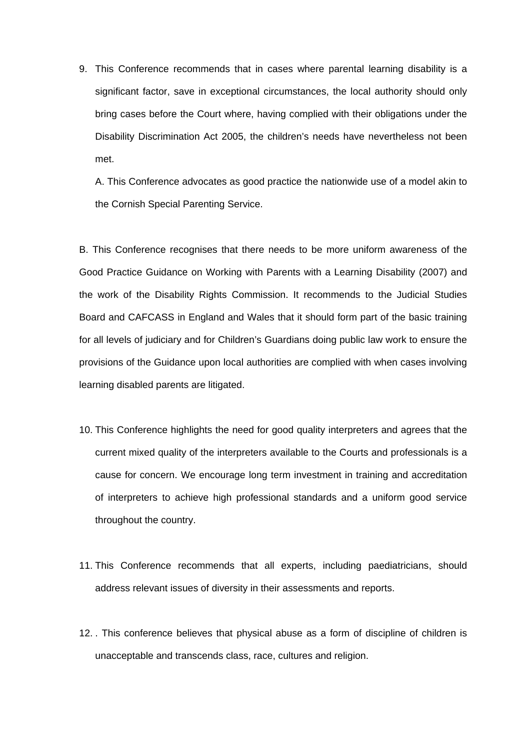9. This Conference recommends that in cases where parental learning disability is a significant factor, save in exceptional circumstances, the local authority should only bring cases before the Court where, having complied with their obligations under the Disability Discrimination Act 2005, the children's needs have nevertheless not been met.

   A. This Conference advocates as good practice the nationwide use of a model akin to the Cornish Special Parenting Service.

B. This Conference recognises that there needs to be more uniform awareness of the Good Practice Guidance on Working with Parents with a Learning Disability (2007) and the work of the Disability Rights Commission. It recommends to the Judicial Studies Board and CAFCASS in England and Wales that it should form part of the basic training for all levels of judiciary and for Children's Guardians doing public law work to ensure the provisions of the Guidance upon local authorities are complied with when cases involving learning disabled parents are litigated.

10. This Conference highlights the need for good quality interpreters and agrees that the current mixed quality of the interpreters available to the Courts and professionals is a cause for concern. We encourage long term investment in training and accreditation of interpreters to achieve high professional standards and a uniform good service throughout the country.

11. This Conference recommends that all experts, including paediatricians, should address relevant issues of diversity in their assessments and reports.

12. . This conference believes that physical abuse as a form of discipline of children is unacceptable and transcends class, race, cultures and religion.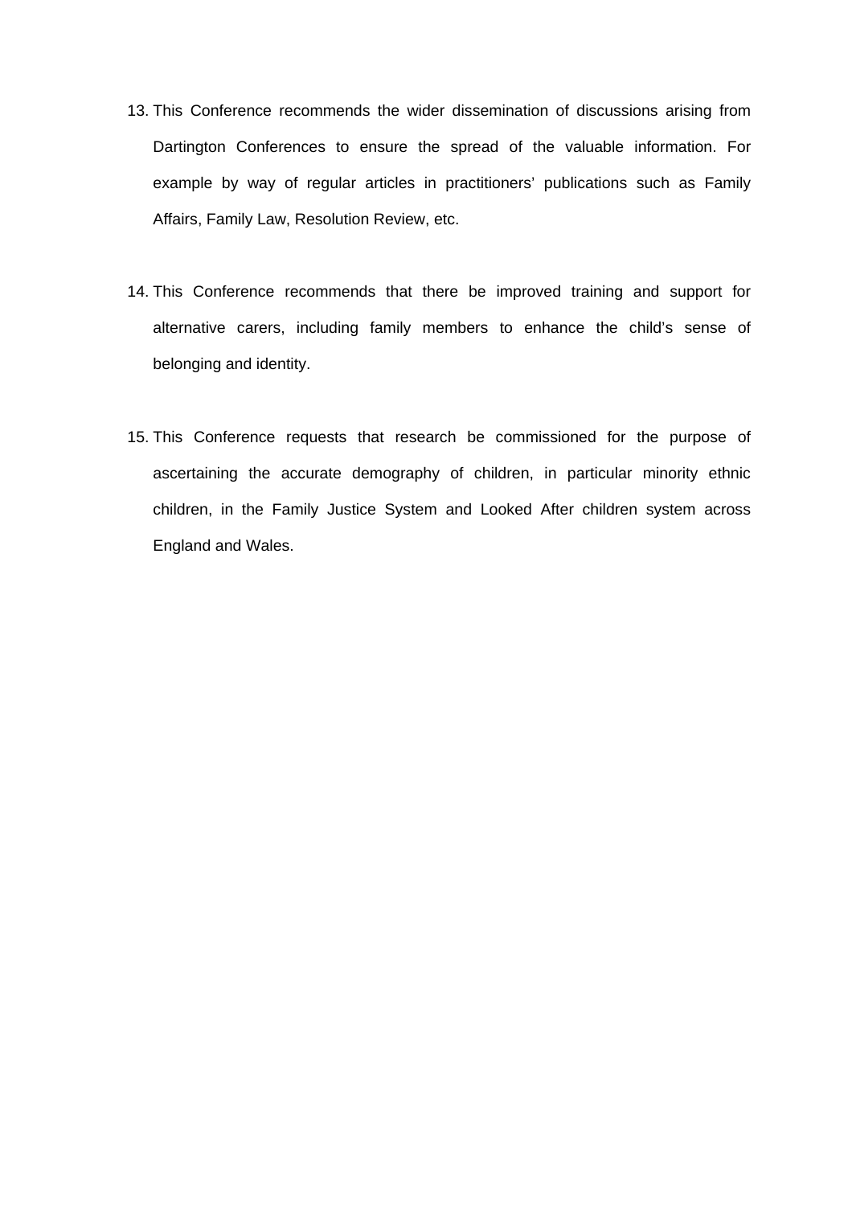13. This Conference recommends the wider dissemination of discussions arising from Dartington Conferences to ensure the spread of the valuable information. For example by way of regular articles in practitioners' publications such as Family Affairs, Family Law, Resolution Review, etc.

14. This Conference recommends that there be improved training and support for alternative carers, including family members to enhance the child's sense of belonging and identity.

15. This Conference requests that research be commissioned for the purpose of ascertaining the accurate demography of children, in particular minority ethnic children, in the Family Justice System and Looked After children system across England and Wales.